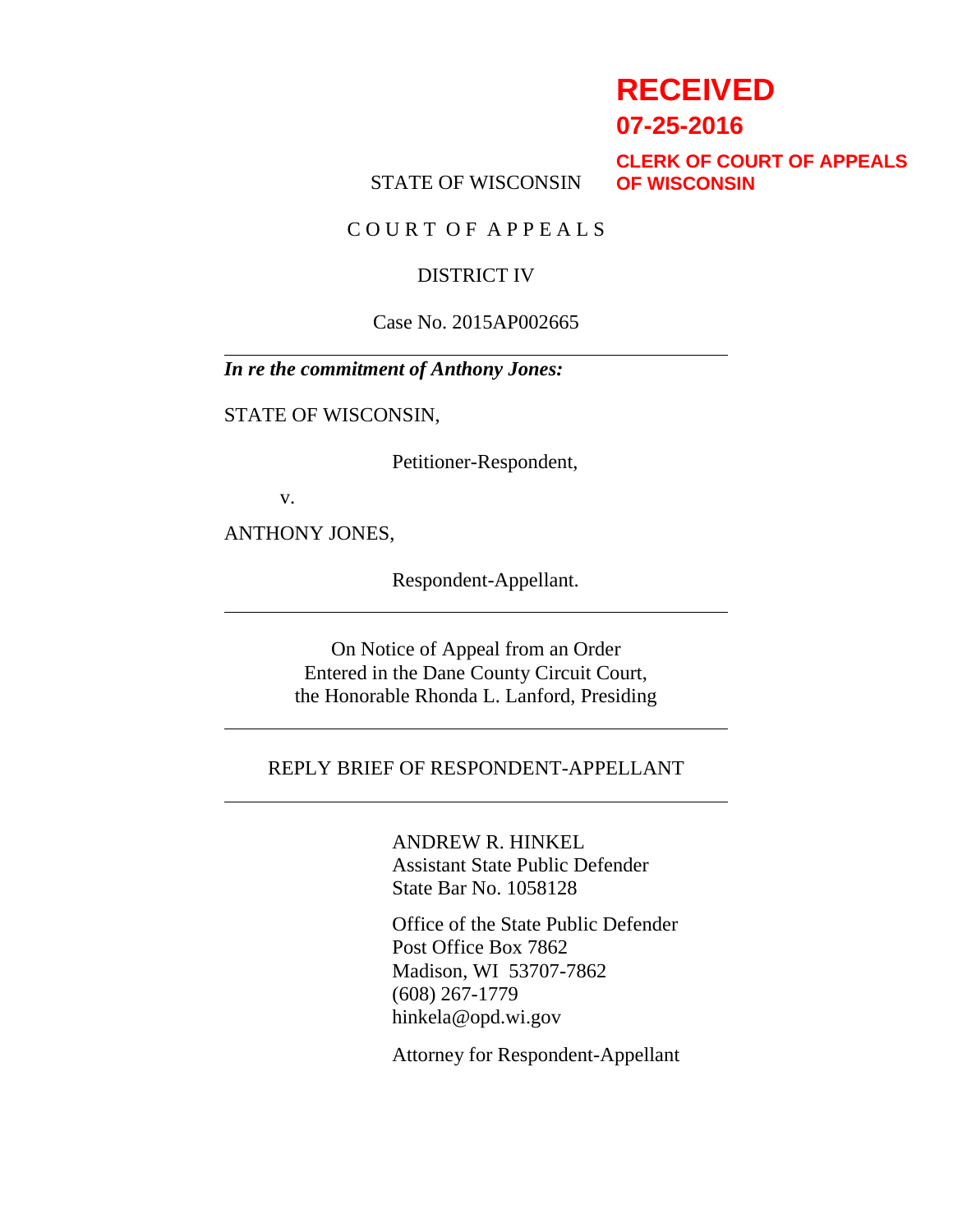**RECEIVED**
**07-25-2016**
**CLERK OF COURT OF APPEALS OF WISCONSIN**

STATE OF WISCONSIN

C O U R T O F A P P E A L S

DISTRICT IV

Case No. 2015AP002665

---

***In re the commitment of Anthony Jones:***

STATE OF WISCONSIN,

Petitioner-Respondent,

v.

ANTHONY JONES,

Respondent-Appellant.

---

On Notice of Appeal from an Order
Entered in the Dane County Circuit Court,
the Honorable Rhonda L. Lanford, Presiding

---

REPLY BRIEF OF RESPONDENT-APPELLANT

---

ANDREW R. HINKEL
Assistant State Public Defender
State Bar No. 1058128

Office of the State Public Defender
Post Office Box 7862
Madison, WI 53707-7862
(608) 267-1779
hinkela@opd.wi.gov

Attorney for Respondent-Appellant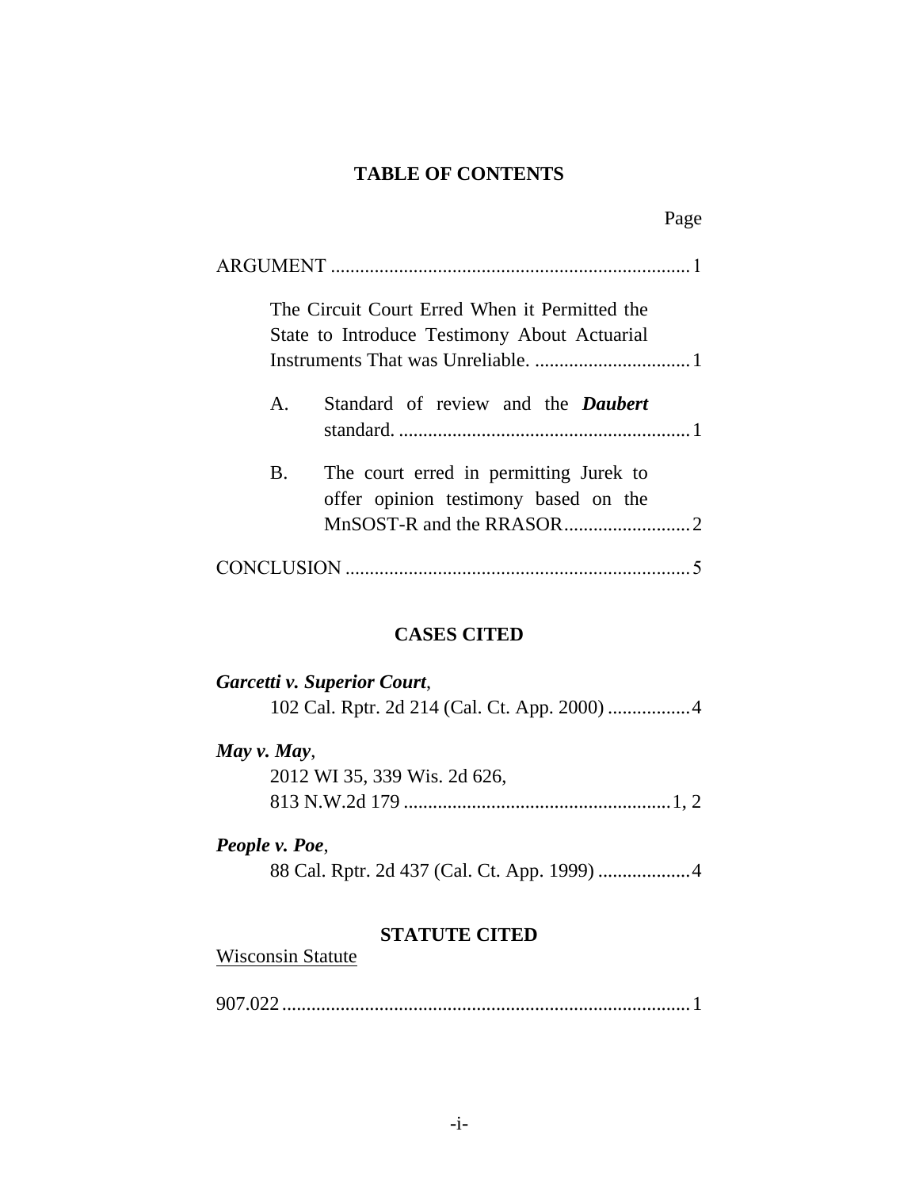# TABLE OF CONTENTS

Page

ARGUMENT .......................................................................... 1

The Circuit Court Erred When it Permitted the State to Introduce Testimony About Actuarial Instruments That was Unreliable. ................................ 1

A. Standard of review and the ***Daubert*** standard. ............................................................ 1

B. The court erred in permitting Jurek to offer opinion testimony based on the MnSOST-R and the RRASOR.......................... 2

CONCLUSION ....................................................................... 5

## CASES CITED

***Garcetti v. Superior Court***,
102 Cal. Rptr. 2d 214 (Cal. Ct. App. 2000) ................. 4

***May v. May***,
2012 WI 35, 339 Wis. 2d 626,
813 N.W.2d 179 ....................................................... 1, 2

***People v. Poe***,
88 Cal. Rptr. 2d 437 (Cal. Ct. App. 1999) ................... 4

## STATUTE CITED

Wisconsin Statute

907.022 .................................................................................... 1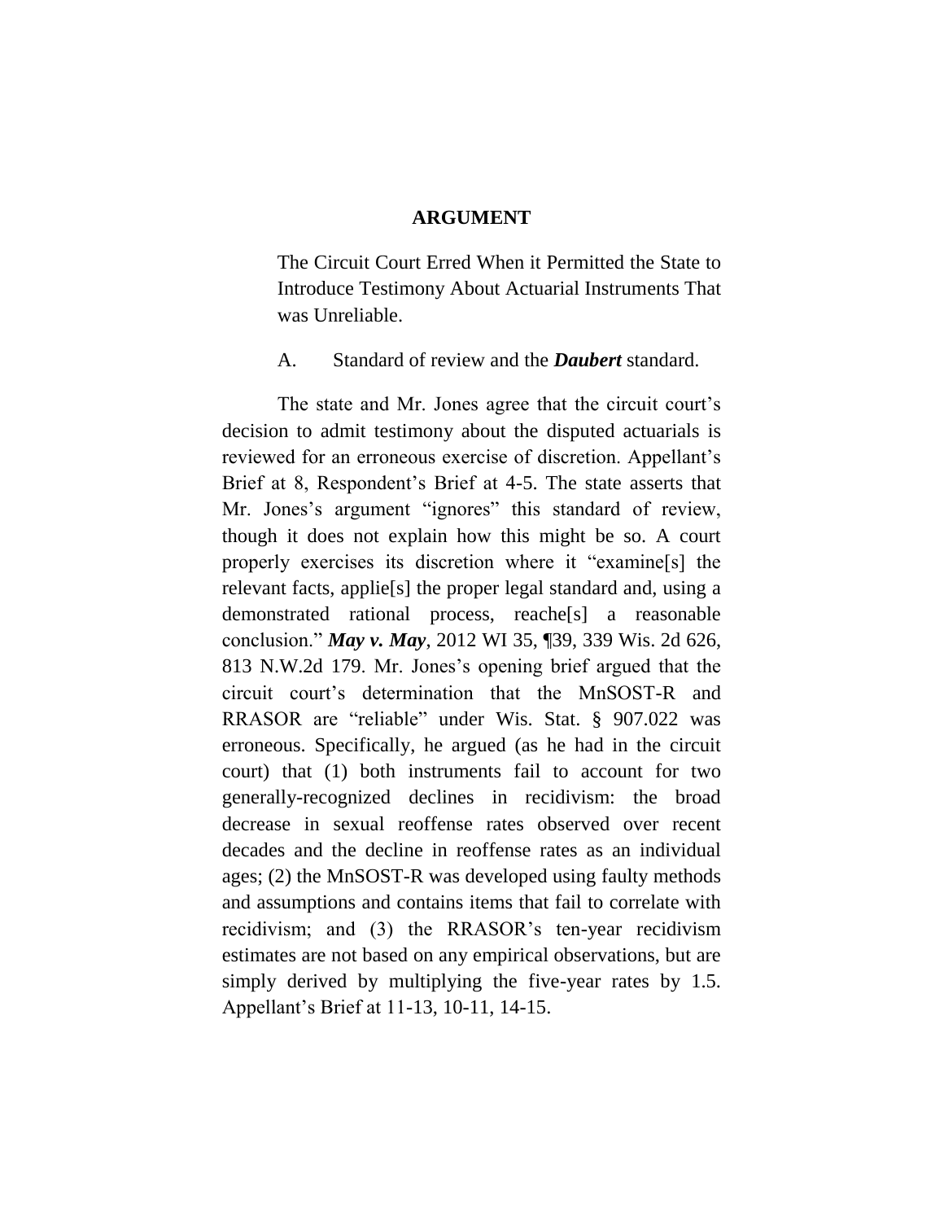# ARGUMENT

The Circuit Court Erred When it Permitted the State to Introduce Testimony About Actuarial Instruments That was Unreliable.

A. Standard of review and the ***Daubert*** standard.

The state and Mr. Jones agree that the circuit court's decision to admit testimony about the disputed actuarials is reviewed for an erroneous exercise of discretion. Appellant's Brief at 8, Respondent's Brief at 4-5. The state asserts that Mr. Jones's argument "ignores" this standard of review, though it does not explain how this might be so. A court properly exercises its discretion where it "examine[s] the relevant facts, applie[s] the proper legal standard and, using a demonstrated rational process, reache[s] a reasonable conclusion." ***May v. May***, 2012 WI 35, ¶39, 339 Wis. 2d 626, 813 N.W.2d 179. Mr. Jones's opening brief argued that the circuit court's determination that the MnSOST-R and RRASOR are "reliable" under Wis. Stat. § 907.022 was erroneous. Specifically, he argued (as he had in the circuit court) that (1) both instruments fail to account for two generally-recognized declines in recidivism: the broad decrease in sexual reoffense rates observed over recent decades and the decline in reoffense rates as an individual ages; (2) the MnSOST-R was developed using faulty methods and assumptions and contains items that fail to correlate with recidivism; and (3) the RRASOR's ten-year recidivism estimates are not based on any empirical observations, but are simply derived by multiplying the five-year rates by 1.5. Appellant's Brief at 11-13, 10-11, 14-15.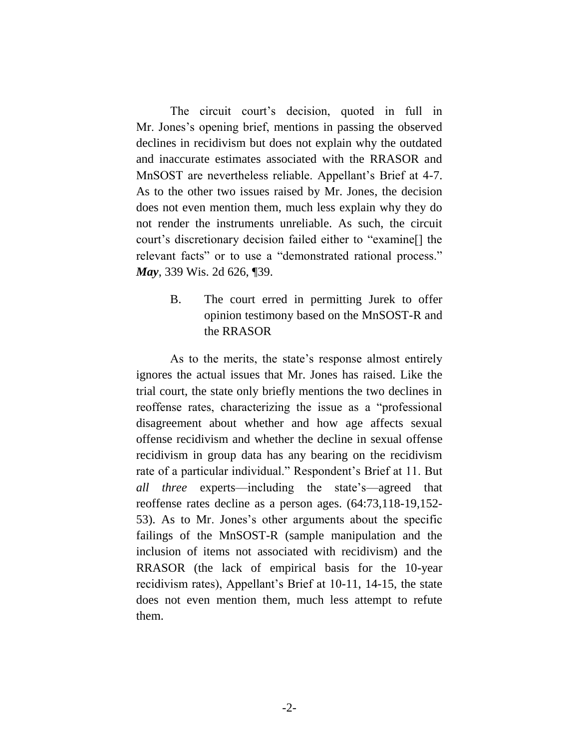The circuit court's decision, quoted in full in Mr. Jones's opening brief, mentions in passing the observed declines in recidivism but does not explain why the outdated and inaccurate estimates associated with the RRASOR and MnSOST are nevertheless reliable. Appellant's Brief at 4-7. As to the other two issues raised by Mr. Jones, the decision does not even mention them, much less explain why they do not render the instruments unreliable. As such, the circuit court's discretionary decision failed either to "examine[] the relevant facts" or to use a "demonstrated rational process." ***May***, 339 Wis. 2d 626, ¶39.

### B. The court erred in permitting Jurek to offer opinion testimony based on the MnSOST-R and the RRASOR

As to the merits, the state's response almost entirely ignores the actual issues that Mr. Jones has raised. Like the trial court, the state only briefly mentions the two declines in reoffense rates, characterizing the issue as a "professional disagreement about whether and how age affects sexual offense recidivism and whether the decline in sexual offense recidivism in group data has any bearing on the recidivism rate of a particular individual." Respondent's Brief at 11. But *all three* experts—including the state's—agreed that reoffense rates decline as a person ages. (64:73,118-19,152-53). As to Mr. Jones's other arguments about the specific failings of the MnSOST-R (sample manipulation and the inclusion of items not associated with recidivism) and the RRASOR (the lack of empirical basis for the 10-year recidivism rates), Appellant's Brief at 10-11, 14-15, the state does not even mention them, much less attempt to refute them.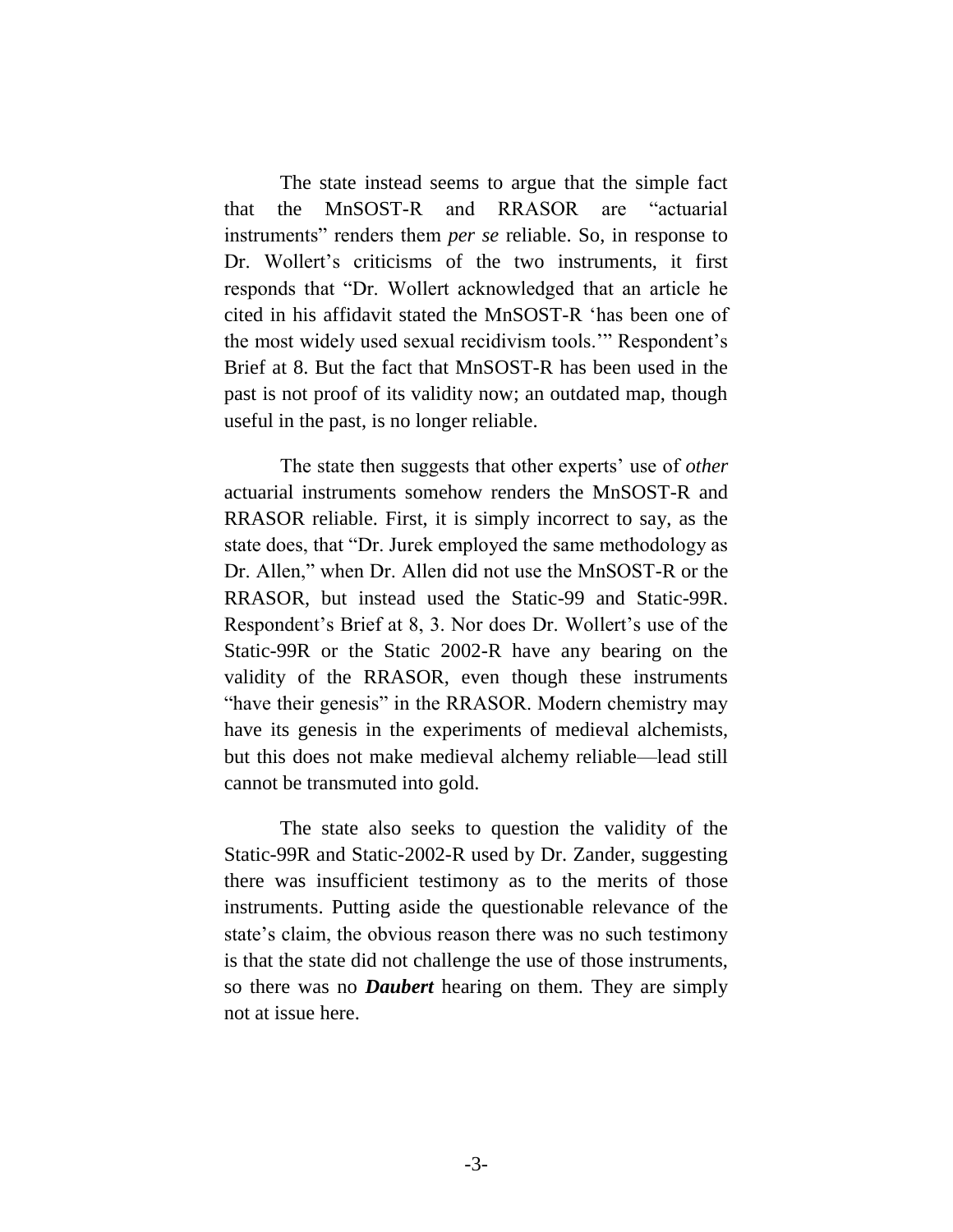The state instead seems to argue that the simple fact that the MnSOST-R and RRASOR are "actuarial instruments" renders them *per se* reliable. So, in response to Dr. Wollert's criticisms of the two instruments, it first responds that "Dr. Wollert acknowledged that an article he cited in his affidavit stated the MnSOST-R 'has been one of the most widely used sexual recidivism tools.'" Respondent's Brief at 8. But the fact that MnSOST-R has been used in the past is not proof of its validity now; an outdated map, though useful in the past, is no longer reliable.

The state then suggests that other experts' use of *other* actuarial instruments somehow renders the MnSOST-R and RRASOR reliable. First, it is simply incorrect to say, as the state does, that "Dr. Jurek employed the same methodology as Dr. Allen," when Dr. Allen did not use the MnSOST-R or the RRASOR, but instead used the Static-99 and Static-99R. Respondent's Brief at 8, 3. Nor does Dr. Wollert's use of the Static-99R or the Static 2002-R have any bearing on the validity of the RRASOR, even though these instruments "have their genesis" in the RRASOR. Modern chemistry may have its genesis in the experiments of medieval alchemists, but this does not make medieval alchemy reliable—lead still cannot be transmuted into gold.

The state also seeks to question the validity of the Static-99R and Static-2002-R used by Dr. Zander, suggesting there was insufficient testimony as to the merits of those instruments. Putting aside the questionable relevance of the state's claim, the obvious reason there was no such testimony is that the state did not challenge the use of those instruments, so there was no ***Daubert*** hearing on them. They are simply not at issue here.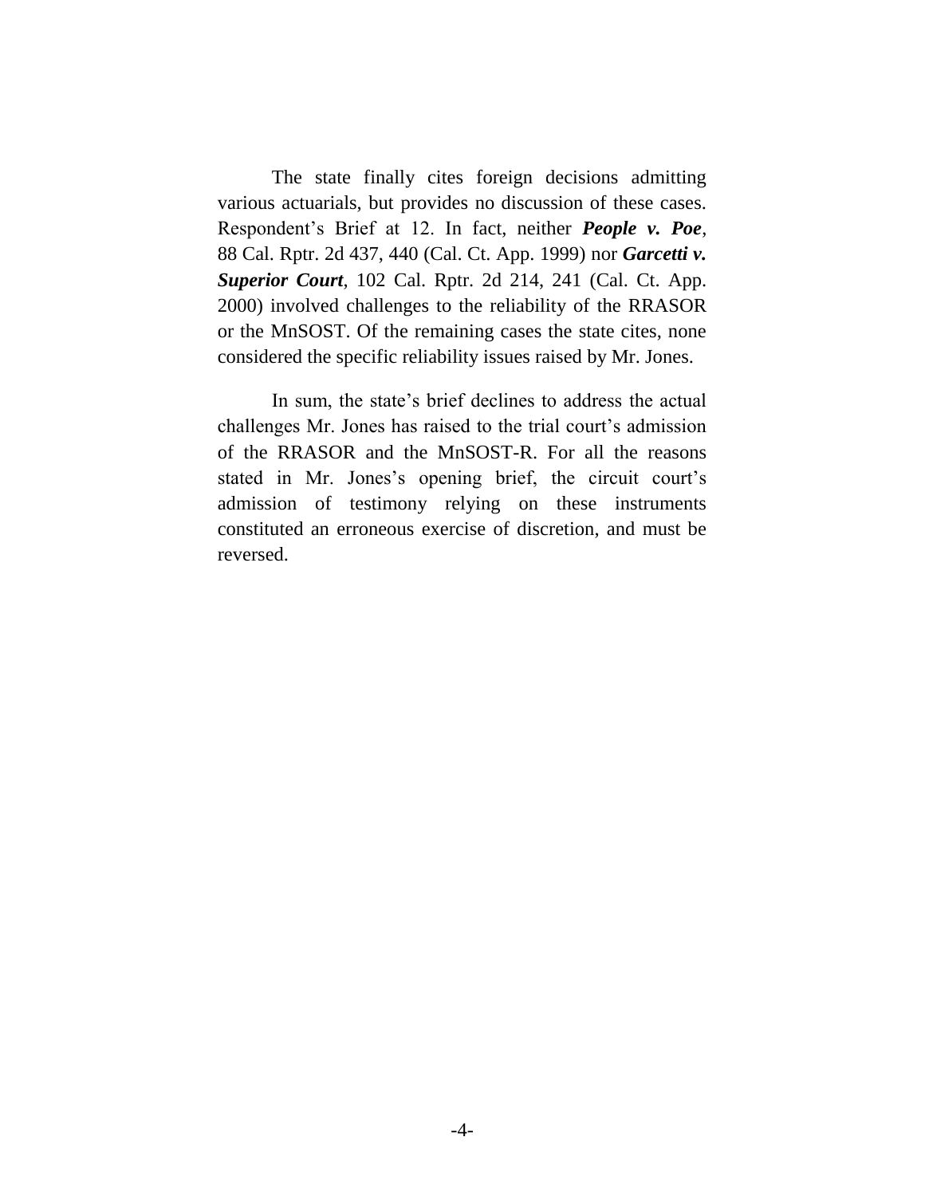The state finally cites foreign decisions admitting various actuarials, but provides no discussion of these cases. Respondent's Brief at 12. In fact, neither ***People v. Poe***, 88 Cal. Rptr. 2d 437, 440 (Cal. Ct. App. 1999) nor ***Garcetti v. Superior Court***, 102 Cal. Rptr. 2d 214, 241 (Cal. Ct. App. 2000) involved challenges to the reliability of the RRASOR or the MnSOST. Of the remaining cases the state cites, none considered the specific reliability issues raised by Mr. Jones.

In sum, the state's brief declines to address the actual challenges Mr. Jones has raised to the trial court's admission of the RRASOR and the MnSOST-R. For all the reasons stated in Mr. Jones's opening brief, the circuit court's admission of testimony relying on these instruments constituted an erroneous exercise of discretion, and must be reversed.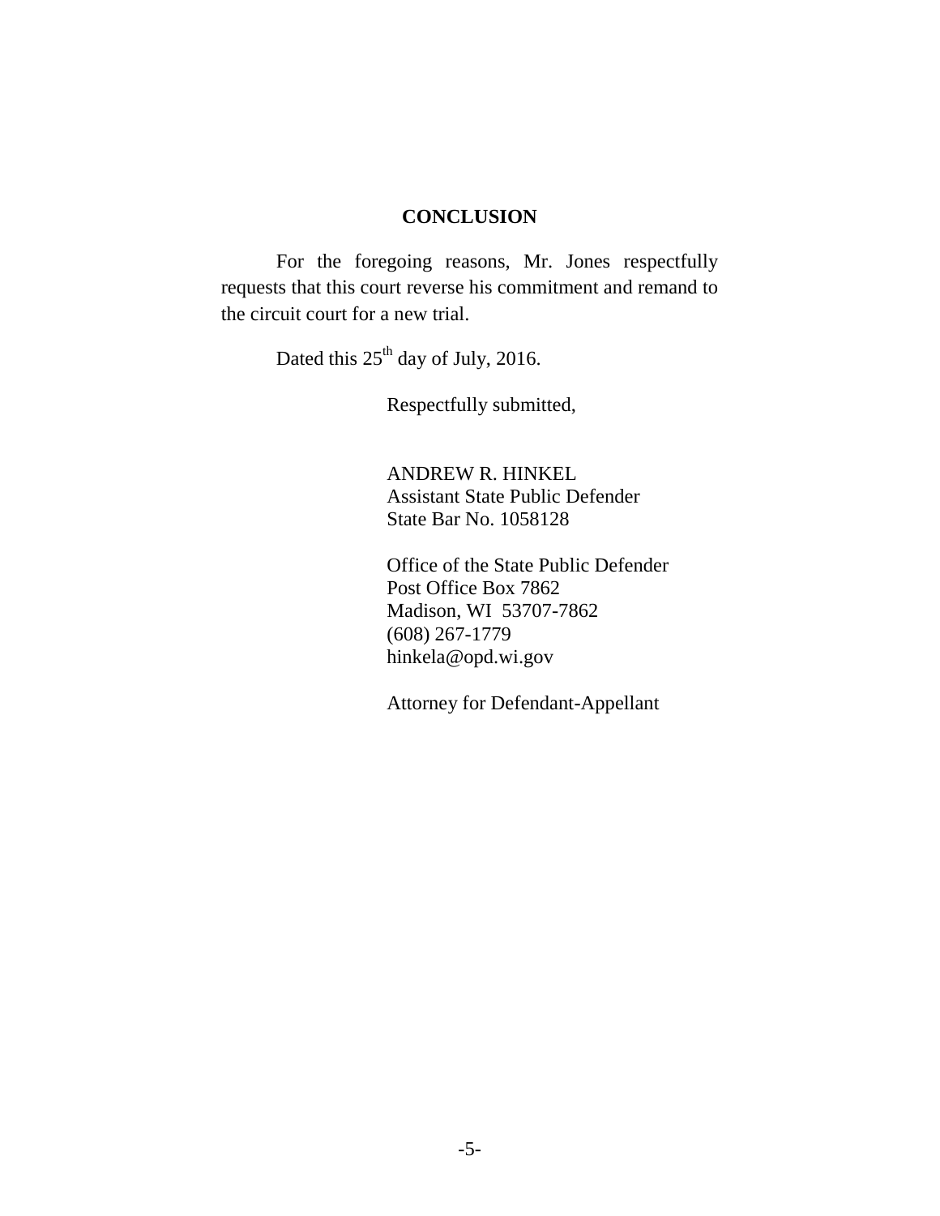## CONCLUSION

For the foregoing reasons, Mr. Jones respectfully requests that this court reverse his commitment and remand to the circuit court for a new trial.

Dated this 25th day of July, 2016.

Respectfully submitted,

ANDREW R. HINKEL
Assistant State Public Defender
State Bar No. 1058128

Office of the State Public Defender
Post Office Box 7862
Madison, WI 53707-7862
(608) 267-1779
hinkela@opd.wi.gov

Attorney for Defendant-Appellant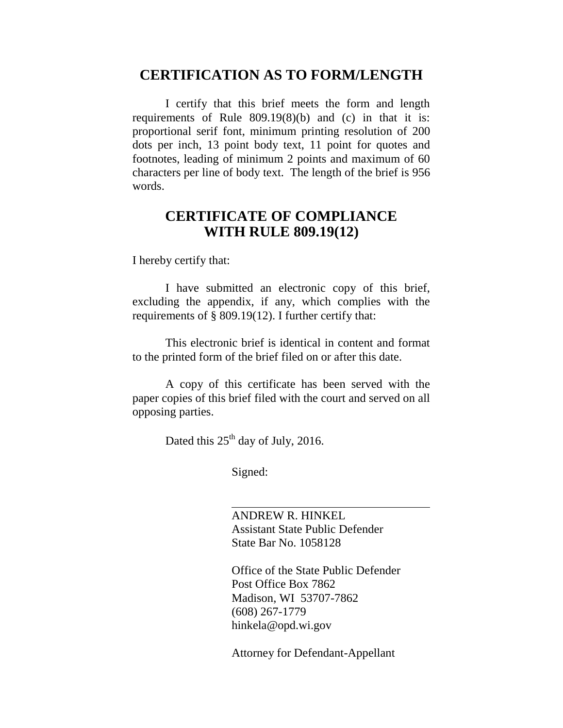## CERTIFICATION AS TO FORM/LENGTH

I certify that this brief meets the form and length requirements of Rule 809.19(8)(b) and (c) in that it is: proportional serif font, minimum printing resolution of 200 dots per inch, 13 point body text, 11 point for quotes and footnotes, leading of minimum 2 points and maximum of 60 characters per line of body text. The length of the brief is 956 words.

## CERTIFICATE OF COMPLIANCE WITH RULE 809.19(12)

I hereby certify that:

I have submitted an electronic copy of this brief, excluding the appendix, if any, which complies with the requirements of § 809.19(12). I further certify that:

This electronic brief is identical in content and format to the printed form of the brief filed on or after this date.

A copy of this certificate has been served with the paper copies of this brief filed with the court and served on all opposing parties.

Dated this 25th day of July, 2016.

Signed:

ANDREW R. HINKEL
Assistant State Public Defender
State Bar No. 1058128

Office of the State Public Defender
Post Office Box 7862
Madison, WI 53707-7862
(608) 267-1779
hinkela@opd.wi.gov

Attorney for Defendant-Appellant